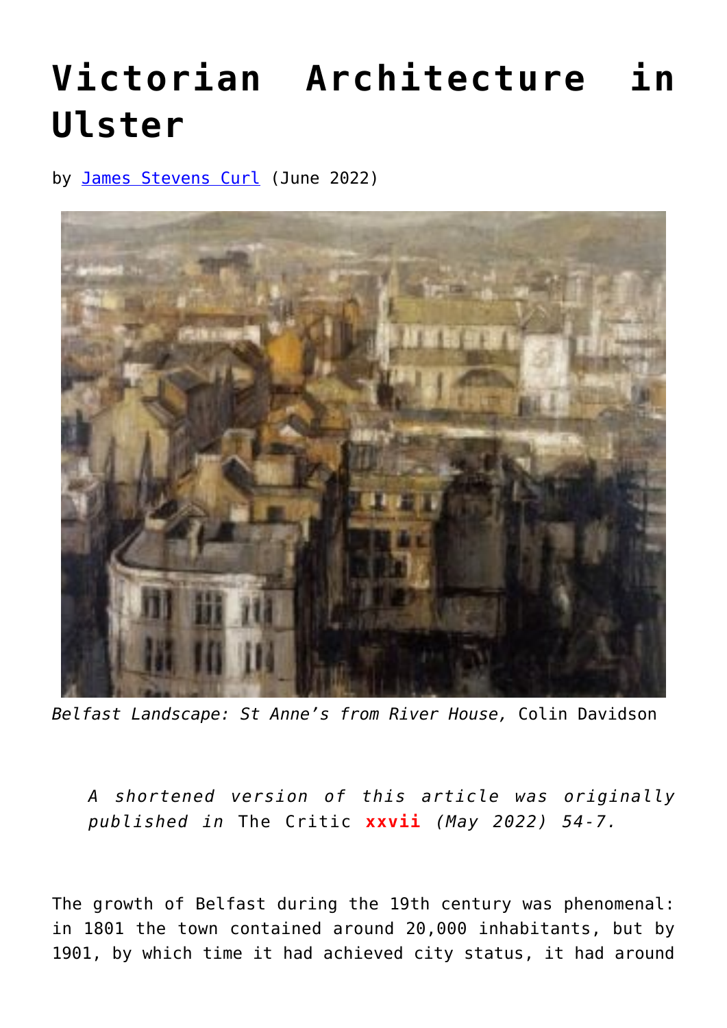# Victorian Architecture in Ulster

by James Stevens Curl (June 2022)

*Belfast Landscape: St Anne's from River House,* Colin Davidson

> *A shortened version of this article was originally published in* The Critic **xxvii** *(May 2022) 54-7.*

The growth of Belfast during the 19th century was phenomenal: in 1801 the town contained around 20,000 inhabitants, but by 1901, by which time it had achieved city status, it had around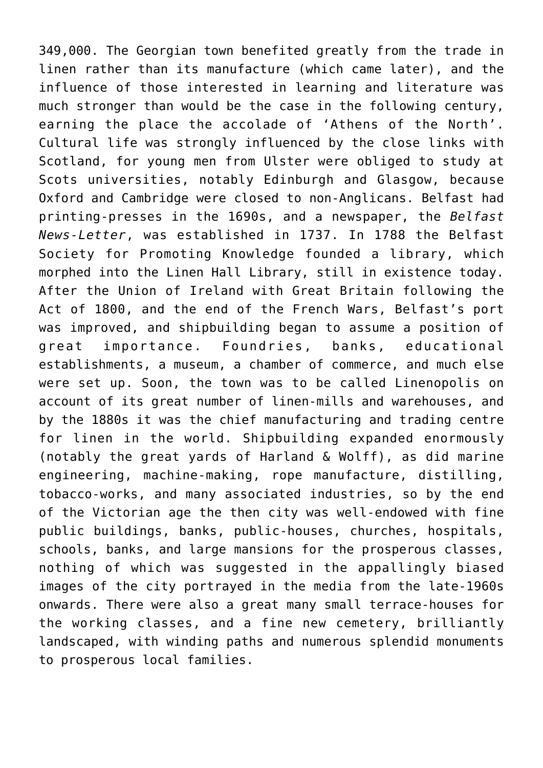349,000. The Georgian town benefited greatly from the trade in linen rather than its manufacture (which came later), and the influence of those interested in learning and literature was much stronger than would be the case in the following century, earning the place the accolade of 'Athens of the North'. Cultural life was strongly influenced by the close links with Scotland, for young men from Ulster were obliged to study at Scots universities, notably Edinburgh and Glasgow, because Oxford and Cambridge were closed to non-Anglicans. Belfast had printing-presses in the 1690s, and a newspaper, the *Belfast News-Letter*, was established in 1737. In 1788 the Belfast Society for Promoting Knowledge founded a library, which morphed into the Linen Hall Library, still in existence today. After the Union of Ireland with Great Britain following the Act of 1800, and the end of the French Wars, Belfast's port was improved, and shipbuilding began to assume a position of great importance. Foundries, banks, educational establishments, a museum, a chamber of commerce, and much else were set up. Soon, the town was to be called Linenopolis on account of its great number of linen-mills and warehouses, and by the 1880s it was the chief manufacturing and trading centre for linen in the world. Shipbuilding expanded enormously (notably the great yards of Harland & Wolff), as did marine engineering, machine-making, rope manufacture, distilling, tobacco-works, and many associated industries, so by the end of the Victorian age the then city was well-endowed with fine public buildings, banks, public-houses, churches, hospitals, schools, banks, and large mansions for the prosperous classes, nothing of which was suggested in the appallingly biased images of the city portrayed in the media from the late-1960s onwards. There were also a great many small terrace-houses for the working classes, and a fine new cemetery, brilliantly landscaped, with winding paths and numerous splendid monuments to prosperous local families.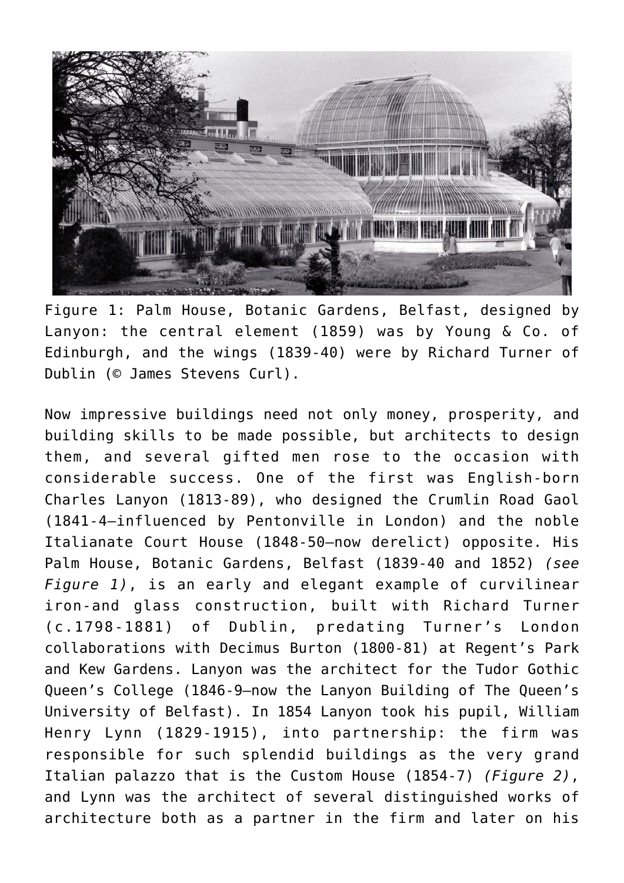Figure 1: Palm House, Botanic Gardens, Belfast, designed by Lanyon: the central element (1859) was by Young & Co. of Edinburgh, and the wings (1839-40) were by Richard Turner of Dublin (© James Stevens Curl).

Now impressive buildings need not only money, prosperity, and building skills to be made possible, but architects to design them, and several gifted men rose to the occasion with considerable success. One of the first was English-born Charles Lanyon (1813-89), who designed the Crumlin Road Gaol (1841-4—influenced by Pentonville in London) and the noble Italianate Court House (1848-50—now derelict) opposite. His Palm House, Botanic Gardens, Belfast (1839-40 and 1852) *(see Figure 1)*, is an early and elegant example of curvilinear iron-and glass construction, built with Richard Turner (c.1798-1881) of Dublin, predating Turner's London collaborations with Decimus Burton (1800-81) at Regent's Park and Kew Gardens. Lanyon was the architect for the Tudor Gothic Queen's College (1846-9—now the Lanyon Building of The Queen's University of Belfast). In 1854 Lanyon took his pupil, William Henry Lynn (1829-1915), into partnership: the firm was responsible for such splendid buildings as the very grand Italian palazzo that is the Custom House (1854-7) *(Figure 2)*, and Lynn was the architect of several distinguished works of architecture both as a partner in the firm and later on his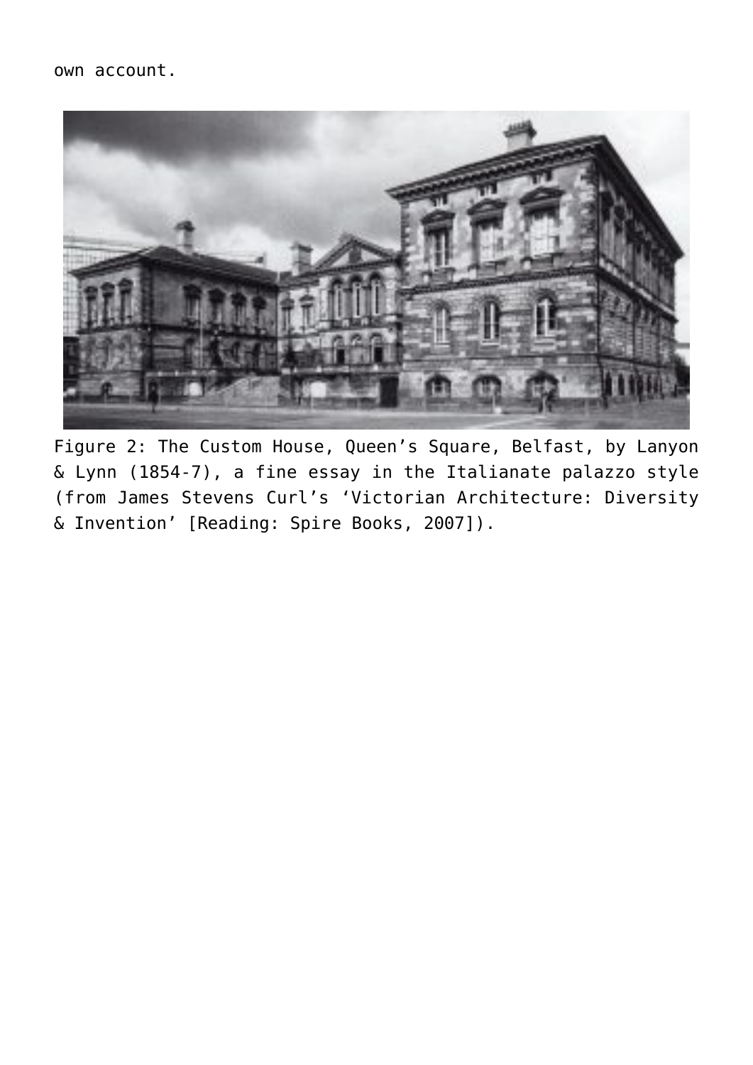own account.

Figure 2: The Custom House, Queen's Square, Belfast, by Lanyon & Lynn (1854-7), a fine essay in the Italianate palazzo style (from James Stevens Curl's 'Victorian Architecture: Diversity & Invention' [Reading: Spire Books, 2007]).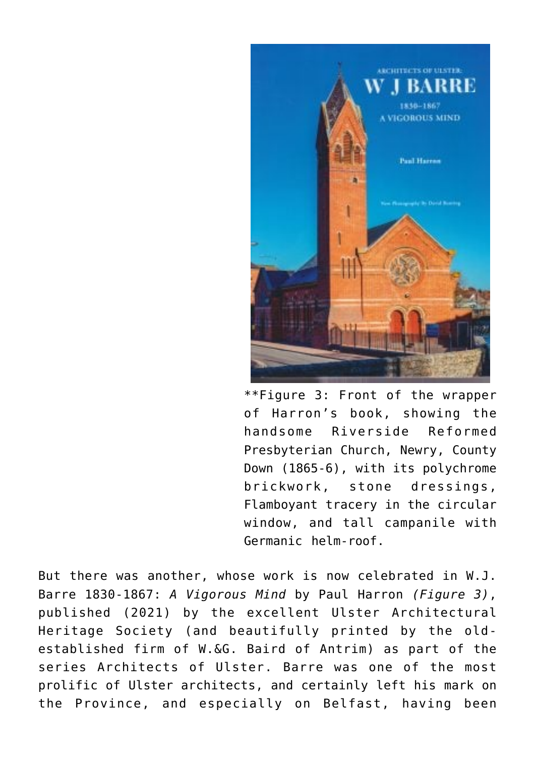**Figure 3: Front of the wrapper of Harron's book, showing the handsome Riverside Reformed Presbyterian Church, Newry, County Down (1865-6), with its polychrome brickwork, stone dressings, Flamboyant tracery in the circular window, and tall campanile with Germanic helm-roof.

But there was another, whose work is now celebrated in W.J. Barre 1830-1867: *A Vigorous Mind* by Paul Harron *(Figure 3)*, published (2021) by the excellent Ulster Architectural Heritage Society (and beautifully printed by the old-established firm of W.&G. Baird of Antrim) as part of the series Architects of Ulster. Barre was one of the most prolific of Ulster architects, and certainly left his mark on the Province, and especially on Belfast, having been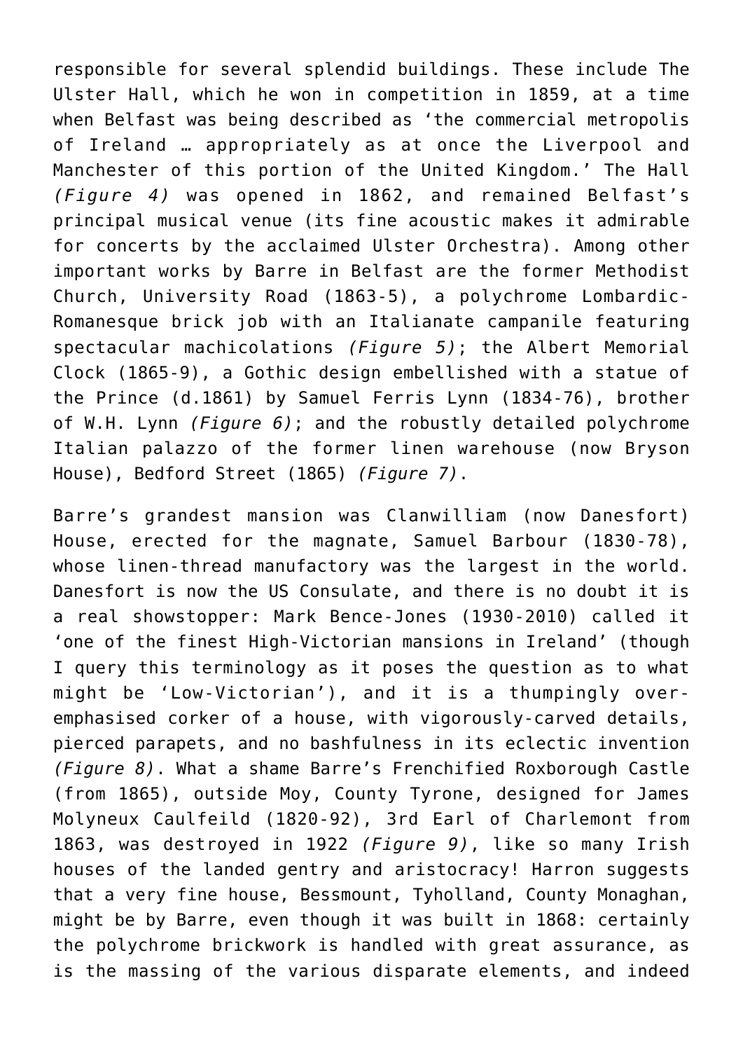responsible for several splendid buildings. These include The Ulster Hall, which he won in competition in 1859, at a time when Belfast was being described as 'the commercial metropolis of Ireland … appropriately as at once the Liverpool and Manchester of this portion of the United Kingdom.' The Hall *(Figure 4)* was opened in 1862, and remained Belfast's principal musical venue (its fine acoustic makes it admirable for concerts by the acclaimed Ulster Orchestra). Among other important works by Barre in Belfast are the former Methodist Church, University Road (1863-5), a polychrome Lombardic-Romanesque brick job with an Italianate campanile featuring spectacular machicolations *(Figure 5)*; the Albert Memorial Clock (1865-9), a Gothic design embellished with a statue of the Prince (d.1861) by Samuel Ferris Lynn (1834-76), brother of W.H. Lynn *(Figure 6)*; and the robustly detailed polychrome Italian palazzo of the former linen warehouse (now Bryson House), Bedford Street (1865) *(Figure 7)*.

Barre's grandest mansion was Clanwilliam (now Danesfort) House, erected for the magnate, Samuel Barbour (1830-78), whose linen-thread manufactory was the largest in the world. Danesfort is now the US Consulate, and there is no doubt it is a real showstopper: Mark Bence-Jones (1930-2010) called it 'one of the finest High-Victorian mansions in Ireland' (though I query this terminology as it poses the question as to what might be 'Low-Victorian'), and it is a thumpingly over-emphasised corker of a house, with vigorously-carved details, pierced parapets, and no bashfulness in its eclectic invention *(Figure 8)*. What a shame Barre's Frenchified Roxborough Castle (from 1865), outside Moy, County Tyrone, designed for James Molyneux Caulfeild (1820-92), 3rd Earl of Charlemont from 1863, was destroyed in 1922 *(Figure 9)*, like so many Irish houses of the landed gentry and aristocracy! Harron suggests that a very fine house, Bessmount, Tyholland, County Monaghan, might be by Barre, even though it was built in 1868: certainly the polychrome brickwork is handled with great assurance, as is the massing of the various disparate elements, and indeed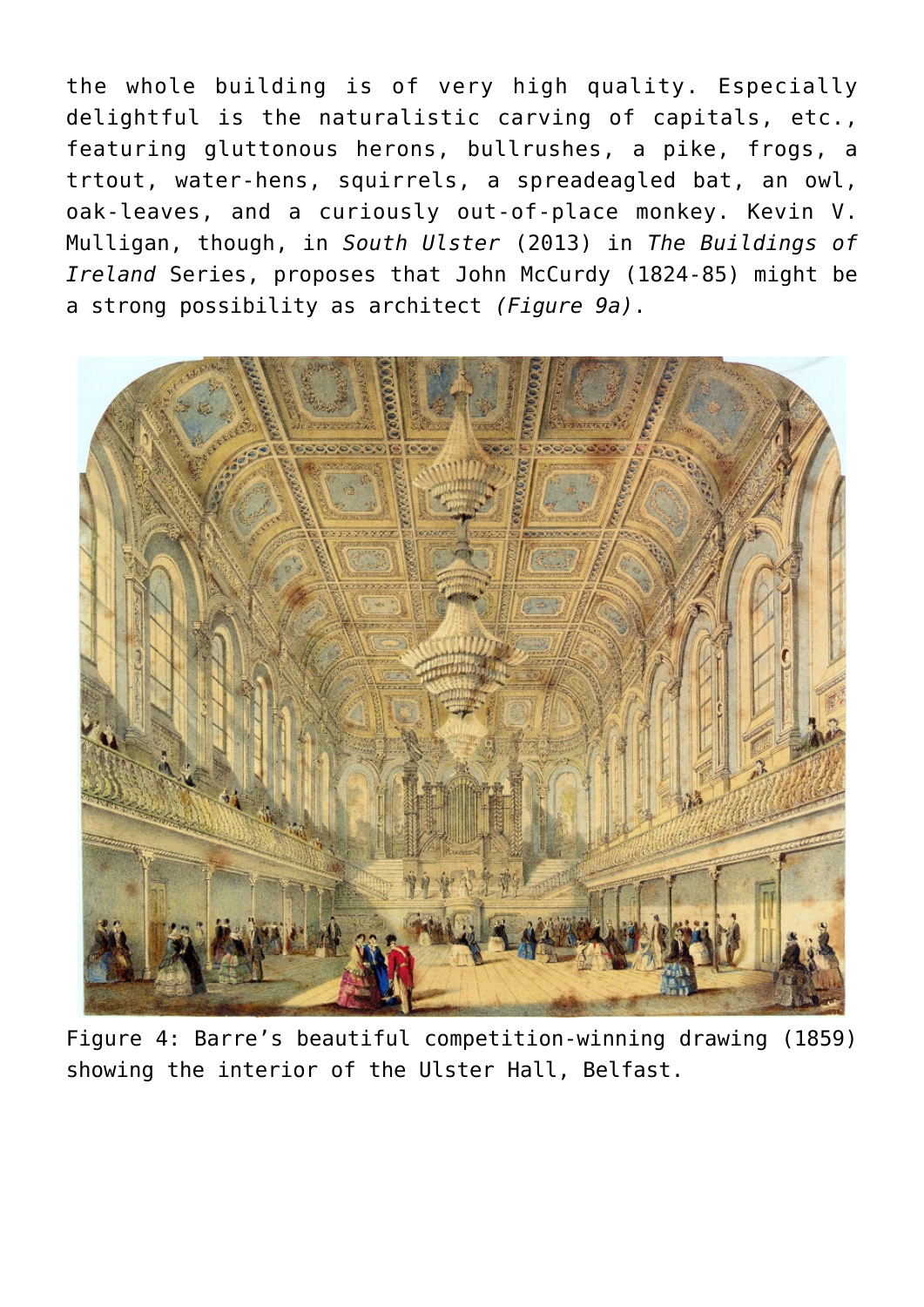the whole building is of very high quality. Especially delightful is the naturalistic carving of capitals, etc., featuring gluttonous herons, bullrushes, a pike, frogs, a trtout, water-hens, squirrels, a spreadeagled bat, an owl, oak-leaves, and a curiously out-of-place monkey. Kevin V. Mulligan, though, in *South Ulster* (2013) in *The Buildings of Ireland* Series, proposes that John McCurdy (1824-85) might be a strong possibility as architect *(Figure 9a)*.

Figure 4: Barre's beautiful competition-winning drawing (1859) showing the interior of the Ulster Hall, Belfast.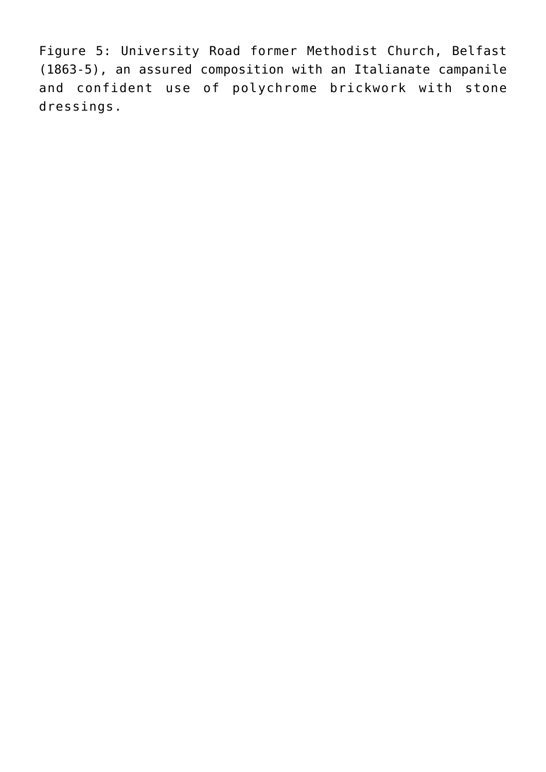Figure 5: University Road former Methodist Church, Belfast (1863-5), an assured composition with an Italianate campanile and confident use of polychrome brickwork with stone dressings.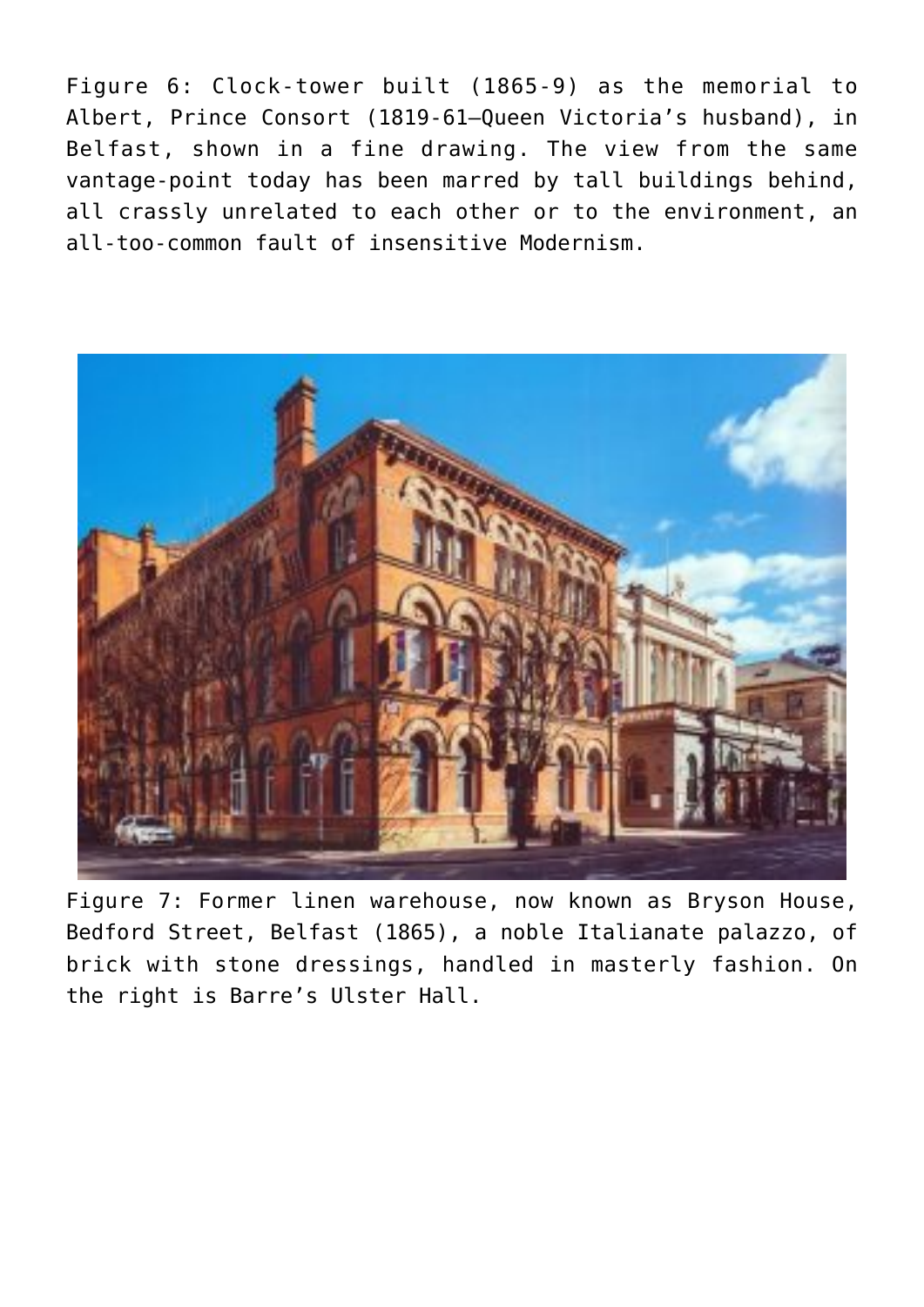Figure 6: Clock-tower built (1865-9) as the memorial to Albert, Prince Consort (1819-61—Queen Victoria's husband), in Belfast, shown in a fine drawing. The view from the same vantage-point today has been marred by tall buildings behind, all crassly unrelated to each other or to the environment, an all-too-common fault of insensitive Modernism.

Figure 7: Former linen warehouse, now known as Bryson House, Bedford Street, Belfast (1865), a noble Italianate palazzo, of brick with stone dressings, handled in masterly fashion. On the right is Barre's Ulster Hall.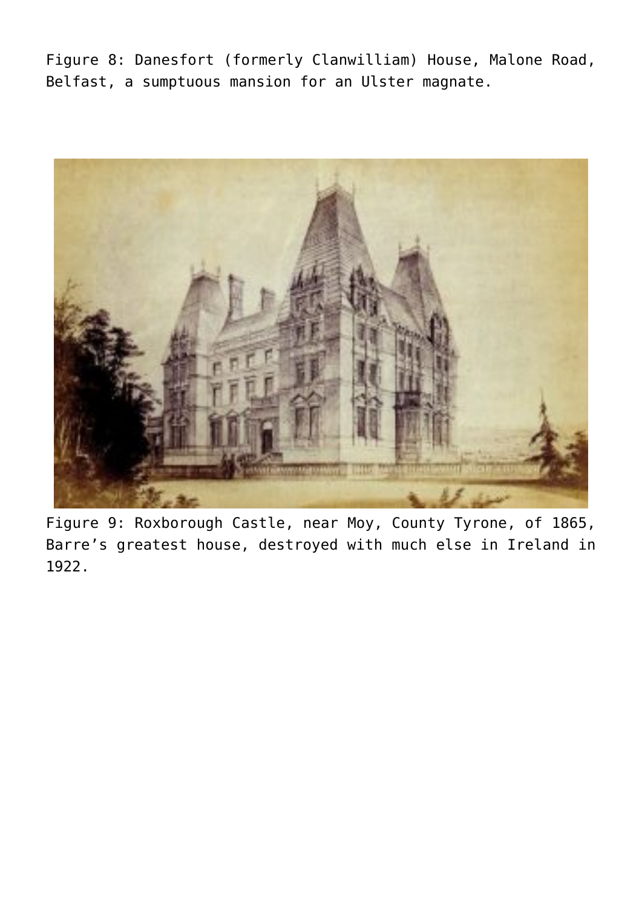Figure 8: Danesfort (formerly Clanwilliam) House, Malone Road, Belfast, a sumptuous mansion for an Ulster magnate.

Figure 9: Roxborough Castle, near Moy, County Tyrone, of 1865, Barre’s greatest house, destroyed with much else in Ireland in 1922.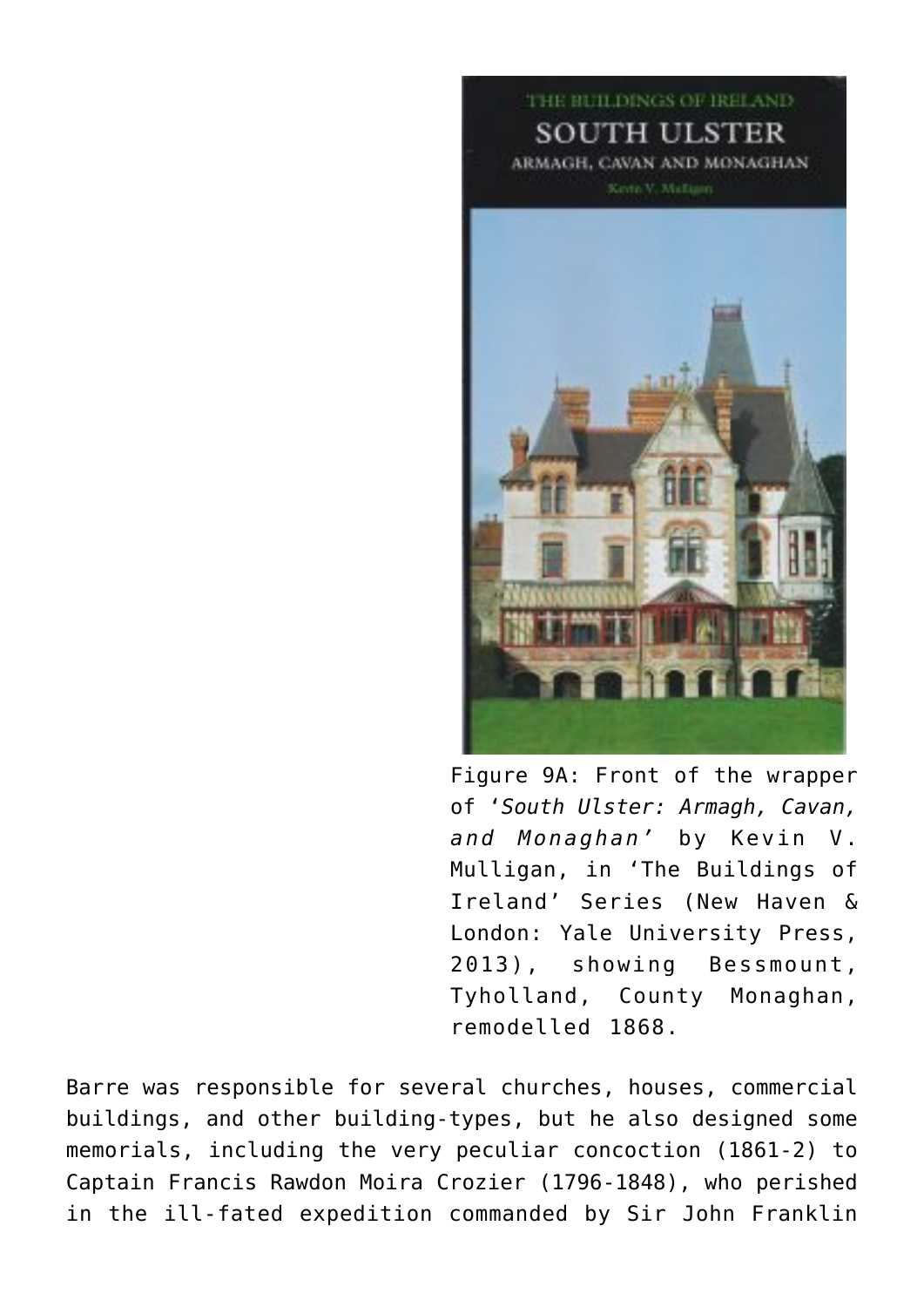Figure 9A: Front of the wrapper of '*South Ulster: Armagh, Cavan, and Monaghan*' by Kevin V. Mulligan, in 'The Buildings of Ireland' Series (New Haven & London: Yale University Press, 2013), showing Bessmount, Tyholland, County Monaghan, remodelled 1868.

Barre was responsible for several churches, houses, commercial buildings, and other building-types, but he also designed some memorials, including the very peculiar concoction (1861-2) to Captain Francis Rawdon Moira Crozier (1796-1848), who perished in the ill-fated expedition commanded by Sir John Franklin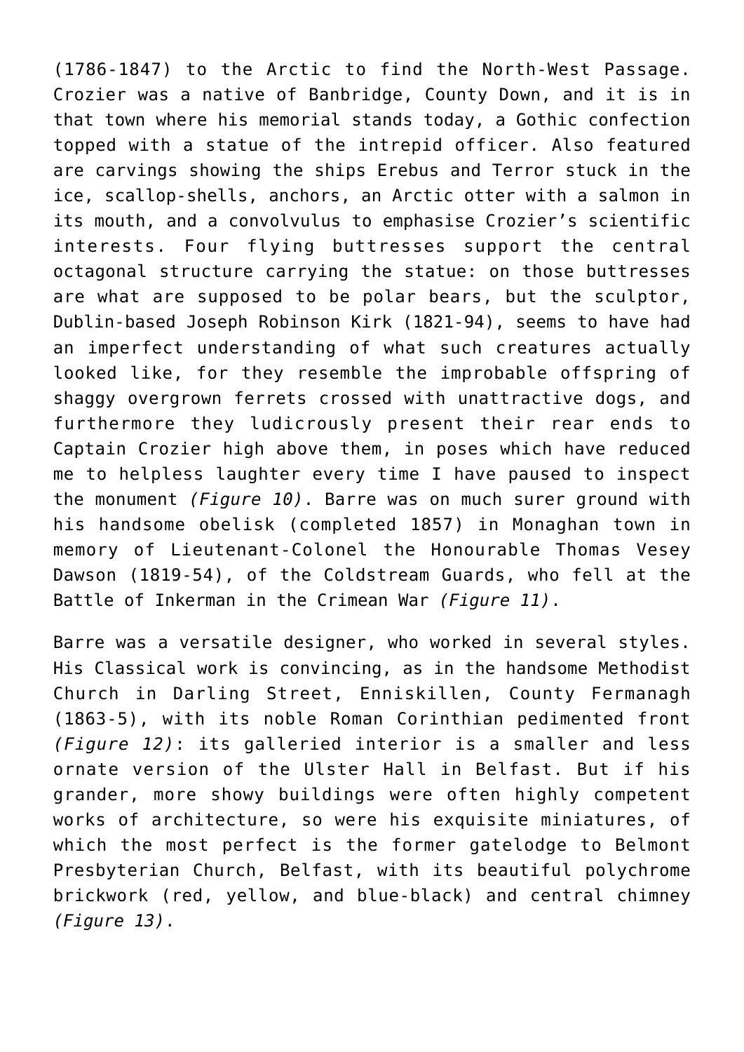(1786-1847) to the Arctic to find the North-West Passage. Crozier was a native of Banbridge, County Down, and it is in that town where his memorial stands today, a Gothic confection topped with a statue of the intrepid officer. Also featured are carvings showing the ships Erebus and Terror stuck in the ice, scallop-shells, anchors, an Arctic otter with a salmon in its mouth, and a convolvulus to emphasise Crozier's scientific interests. Four flying buttresses support the central octagonal structure carrying the statue: on those buttresses are what are supposed to be polar bears, but the sculptor, Dublin-based Joseph Robinson Kirk (1821-94), seems to have had an imperfect understanding of what such creatures actually looked like, for they resemble the improbable offspring of shaggy overgrown ferrets crossed with unattractive dogs, and furthermore they ludicrously present their rear ends to Captain Crozier high above them, in poses which have reduced me to helpless laughter every time I have paused to inspect the monument *(Figure 10)*. Barre was on much surer ground with his handsome obelisk (completed 1857) in Monaghan town in memory of Lieutenant-Colonel the Honourable Thomas Vesey Dawson (1819-54), of the Coldstream Guards, who fell at the Battle of Inkerman in the Crimean War *(Figure 11)*.

Barre was a versatile designer, who worked in several styles. His Classical work is convincing, as in the handsome Methodist Church in Darling Street, Enniskillen, County Fermanagh (1863-5), with its noble Roman Corinthian pedimented front *(Figure 12)*: its galleried interior is a smaller and less ornate version of the Ulster Hall in Belfast. But if his grander, more showy buildings were often highly competent works of architecture, so were his exquisite miniatures, of which the most perfect is the former gatelodge to Belmont Presbyterian Church, Belfast, with its beautiful polychrome brickwork (red, yellow, and blue-black) and central chimney *(Figure 13)*.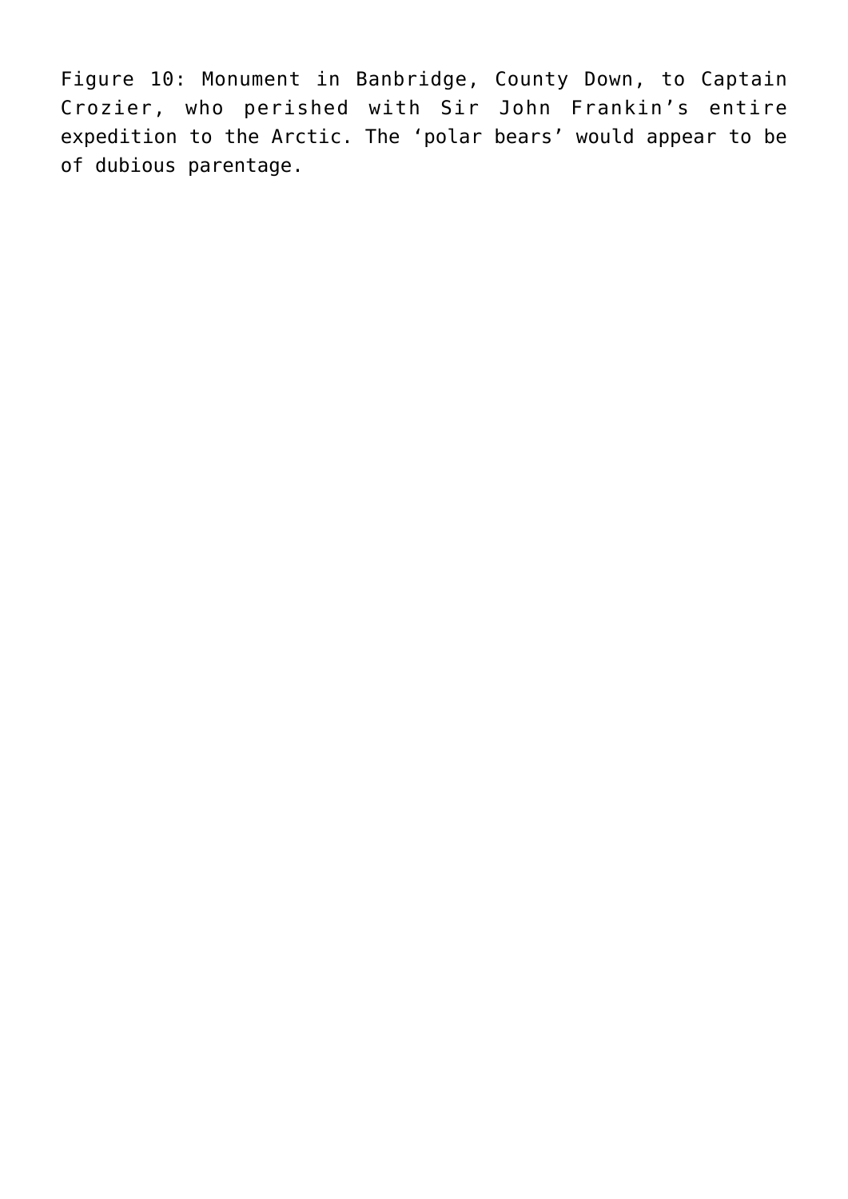Figure 10: Monument in Banbridge, County Down, to Captain Crozier, who perished with Sir John Frankin's entire expedition to the Arctic. The 'polar bears' would appear to be of dubious parentage.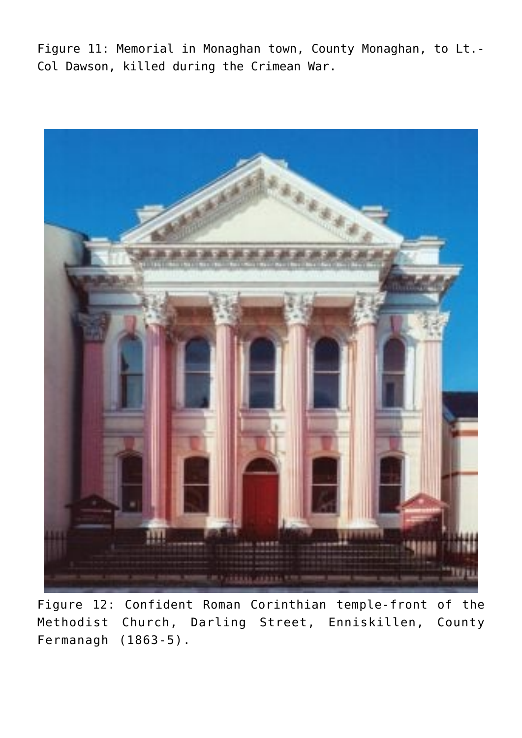Figure 11: Memorial in Monaghan town, County Monaghan, to Lt.-Col Dawson, killed during the Crimean War.

Figure 12: Confident Roman Corinthian temple-front of the Methodist Church, Darling Street, Enniskillen, County Fermanagh (1863-5).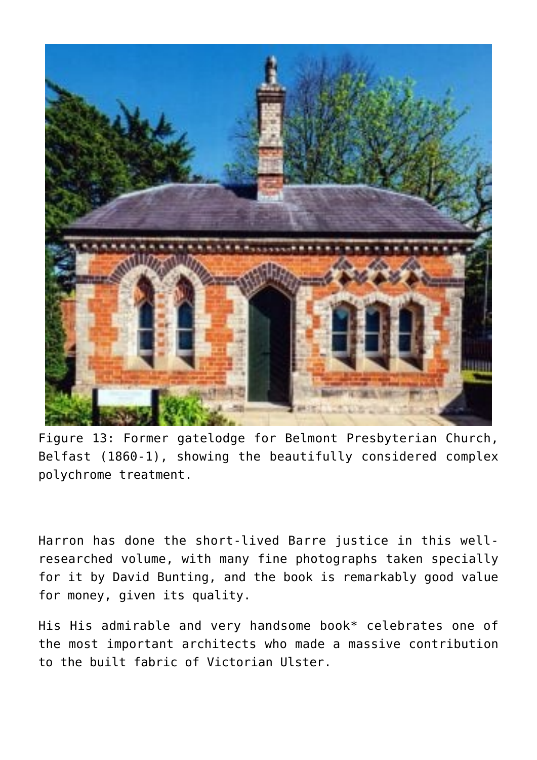Figure 13: Former gatelodge for Belmont Presbyterian Church, Belfast (1860-1), showing the beautifully considered complex polychrome treatment.

Harron has done the short-lived Barre justice in this well-researched volume, with many fine photographs taken specially for it by David Bunting, and the book is remarkably good value for money, given its quality.

His His admirable and very handsome book* celebrates one of the most important architects who made a massive contribution to the built fabric of Victorian Ulster.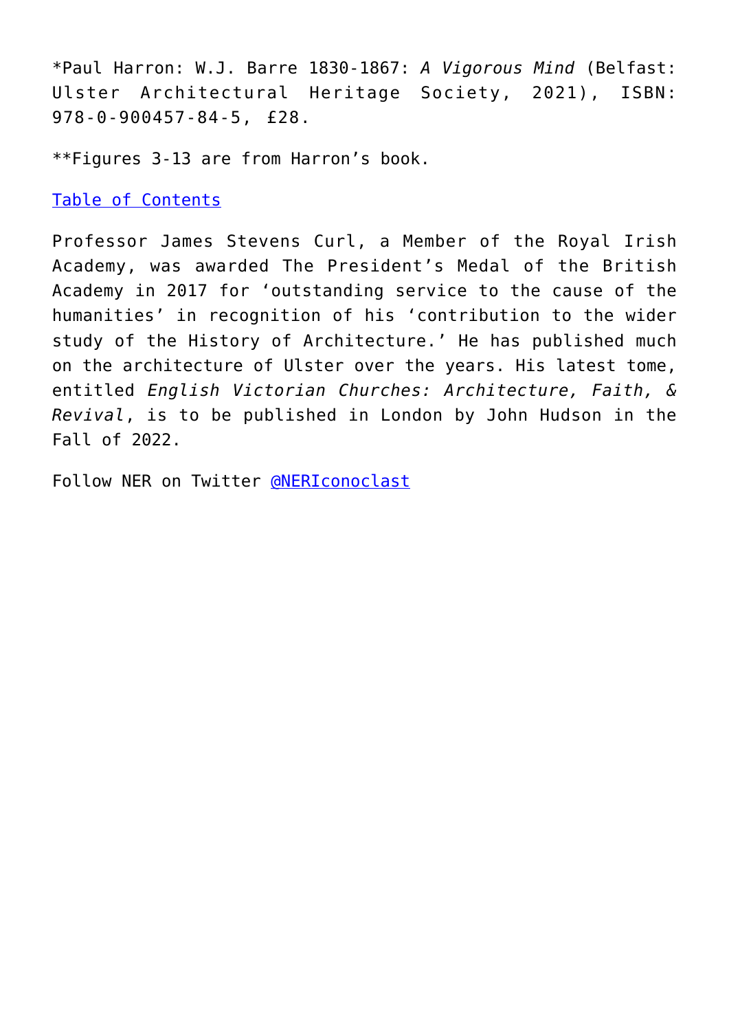*Paul Harron: W.J. Barre 1830-1867: *A Vigorous Mind* (Belfast: Ulster Architectural Heritage Society, 2021), ISBN: 978-0-900457-84-5, £28.

**Figures 3-13 are from Harron's book.

[Table of Contents]

Professor James Stevens Curl, a Member of the Royal Irish Academy, was awarded The President's Medal of the British Academy in 2017 for 'outstanding service to the cause of the humanities' in recognition of his 'contribution to the wider study of the History of Architecture.' He has published much on the architecture of Ulster over the years. His latest tome, entitled *English Victorian Churches: Architecture, Faith, & Revival*, is to be published in London by John Hudson in the Fall of 2022.

Follow NER on Twitter [@NERIconoclast]